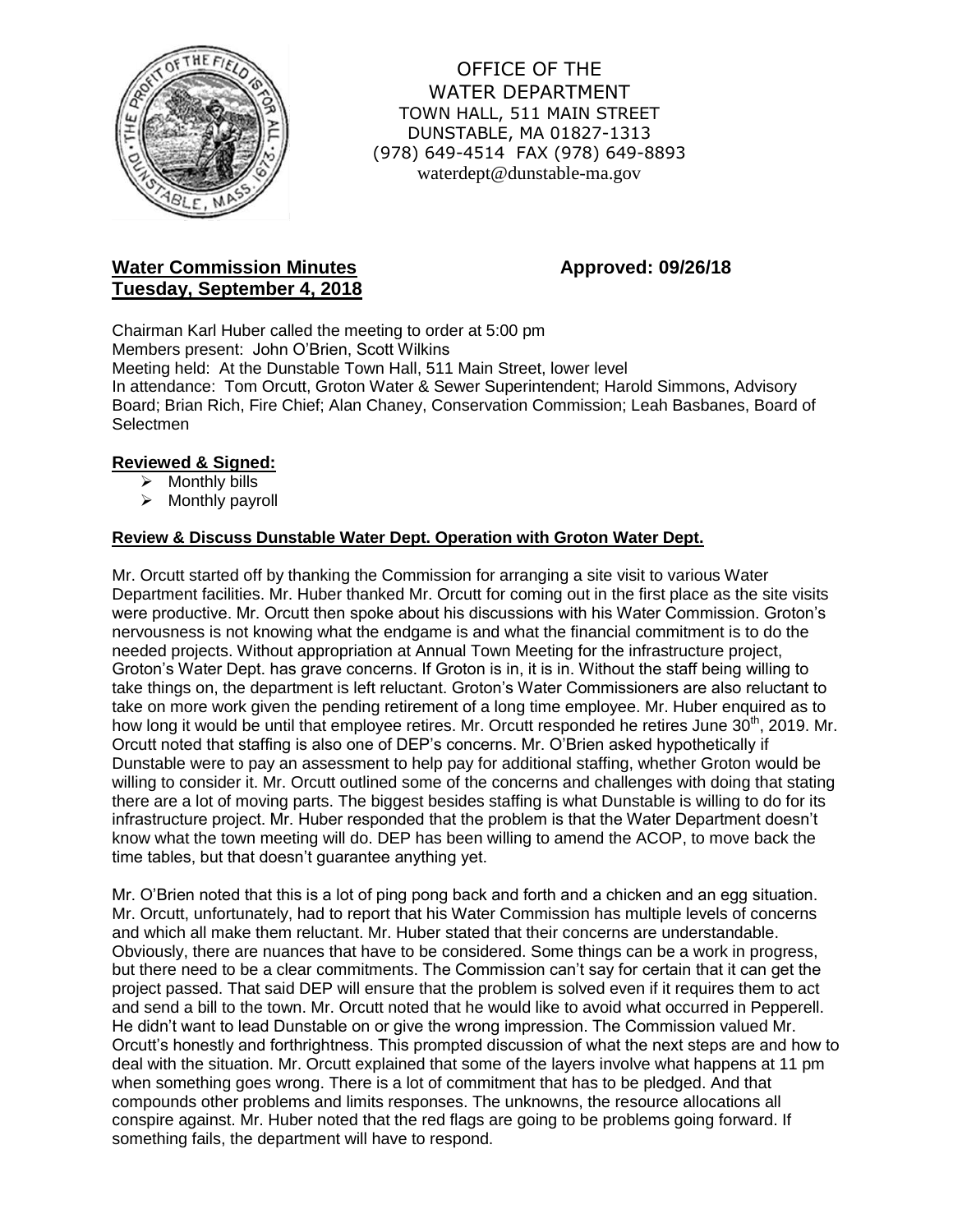OFFICE OF THE
WATER DEPARTMENT
TOWN HALL, 511 MAIN STREET
DUNSTABLE, MA 01827-1313
(978) 649-4514 FAX (978) 649-8893
waterdept@dunstable-ma.gov

**Water Commission Minutes** **Approved: 09/26/18**
**Tuesday, September 4, 2018**

Chairman Karl Huber called the meeting to order at 5:00 pm
Members present: John O'Brien, Scott Wilkins
Meeting held: At the Dunstable Town Hall, 511 Main Street, lower level
In attendance: Tom Orcutt, Groton Water & Sewer Superintendent; Harold Simmons, Advisory Board; Brian Rich, Fire Chief; Alan Chaney, Conservation Commission; Leah Basbanes, Board of Selectmen

## Reviewed & Signed:

- Monthly bills
- Monthly payroll

## Review & Discuss Dunstable Water Dept. Operation with Groton Water Dept.

Mr. Orcutt started off by thanking the Commission for arranging a site visit to various Water Department facilities. Mr. Huber thanked Mr. Orcutt for coming out in the first place as the site visits were productive. Mr. Orcutt then spoke about his discussions with his Water Commission. Groton's nervousness is not knowing what the endgame is and what the financial commitment is to do the needed projects. Without appropriation at Annual Town Meeting for the infrastructure project, Groton's Water Dept. has grave concerns. If Groton is in, it is in. Without the staff being willing to take things on, the department is left reluctant. Groton's Water Commissioners are also reluctant to take on more work given the pending retirement of a long time employee. Mr. Huber enquired as to how long it would be until that employee retires. Mr. Orcutt responded he retires June 30th, 2019. Mr. Orcutt noted that staffing is also one of DEP's concerns. Mr. O'Brien asked hypothetically if Dunstable were to pay an assessment to help pay for additional staffing, whether Groton would be willing to consider it. Mr. Orcutt outlined some of the concerns and challenges with doing that stating there are a lot of moving parts. The biggest besides staffing is what Dunstable is willing to do for its infrastructure project. Mr. Huber responded that the problem is that the Water Department doesn't know what the town meeting will do. DEP has been willing to amend the ACOP, to move back the time tables, but that doesn't guarantee anything yet.

Mr. O'Brien noted that this is a lot of ping pong back and forth and a chicken and an egg situation. Mr. Orcutt, unfortunately, had to report that his Water Commission has multiple levels of concerns and which all make them reluctant. Mr. Huber stated that their concerns are understandable. Obviously, there are nuances that have to be considered. Some things can be a work in progress, but there need to be a clear commitments. The Commission can't say for certain that it can get the project passed. That said DEP will ensure that the problem is solved even if it requires them to act and send a bill to the town. Mr. Orcutt noted that he would like to avoid what occurred in Pepperell. He didn't want to lead Dunstable on or give the wrong impression. The Commission valued Mr. Orcutt's honestly and forthrightness. This prompted discussion of what the next steps are and how to deal with the situation. Mr. Orcutt explained that some of the layers involve what happens at 11 pm when something goes wrong. There is a lot of commitment that has to be pledged. And that compounds other problems and limits responses. The unknowns, the resource allocations all conspire against. Mr. Huber noted that the red flags are going to be problems going forward. If something fails, the department will have to respond.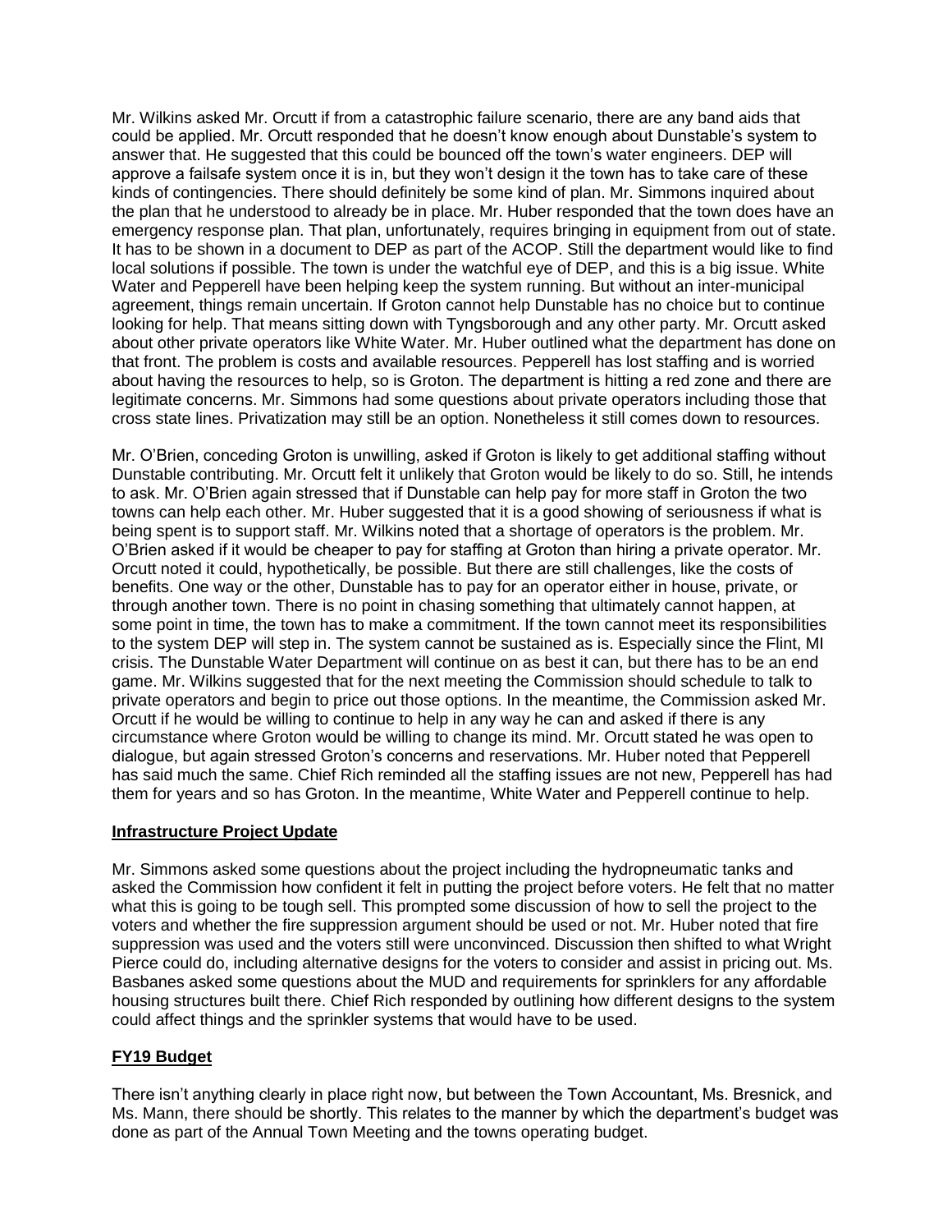Mr. Wilkins asked Mr. Orcutt if from a catastrophic failure scenario, there are any band aids that could be applied. Mr. Orcutt responded that he doesn't know enough about Dunstable's system to answer that. He suggested that this could be bounced off the town's water engineers. DEP will approve a failsafe system once it is in, but they won't design it the town has to take care of these kinds of contingencies. There should definitely be some kind of plan. Mr. Simmons inquired about the plan that he understood to already be in place. Mr. Huber responded that the town does have an emergency response plan. That plan, unfortunately, requires bringing in equipment from out of state. It has to be shown in a document to DEP as part of the ACOP. Still the department would like to find local solutions if possible. The town is under the watchful eye of DEP, and this is a big issue. White Water and Pepperell have been helping keep the system running. But without an inter-municipal agreement, things remain uncertain. If Groton cannot help Dunstable has no choice but to continue looking for help. That means sitting down with Tyngsborough and any other party. Mr. Orcutt asked about other private operators like White Water. Mr. Huber outlined what the department has done on that front. The problem is costs and available resources. Pepperell has lost staffing and is worried about having the resources to help, so is Groton. The department is hitting a red zone and there are legitimate concerns. Mr. Simmons had some questions about private operators including those that cross state lines. Privatization may still be an option. Nonetheless it still comes down to resources.

Mr. O'Brien, conceding Groton is unwilling, asked if Groton is likely to get additional staffing without Dunstable contributing. Mr. Orcutt felt it unlikely that Groton would be likely to do so. Still, he intends to ask. Mr. O'Brien again stressed that if Dunstable can help pay for more staff in Groton the two towns can help each other. Mr. Huber suggested that it is a good showing of seriousness if what is being spent is to support staff. Mr. Wilkins noted that a shortage of operators is the problem. Mr. O'Brien asked if it would be cheaper to pay for staffing at Groton than hiring a private operator. Mr. Orcutt noted it could, hypothetically, be possible. But there are still challenges, like the costs of benefits. One way or the other, Dunstable has to pay for an operator either in house, private, or through another town. There is no point in chasing something that ultimately cannot happen, at some point in time, the town has to make a commitment. If the town cannot meet its responsibilities to the system DEP will step in. The system cannot be sustained as is. Especially since the Flint, MI crisis. The Dunstable Water Department will continue on as best it can, but there has to be an end game. Mr. Wilkins suggested that for the next meeting the Commission should schedule to talk to private operators and begin to price out those options. In the meantime, the Commission asked Mr. Orcutt if he would be willing to continue to help in any way he can and asked if there is any circumstance where Groton would be willing to change its mind. Mr. Orcutt stated he was open to dialogue, but again stressed Groton's concerns and reservations. Mr. Huber noted that Pepperell has said much the same. Chief Rich reminded all the staffing issues are not new, Pepperell has had them for years and so has Groton. In the meantime, White Water and Pepperell continue to help.

## Infrastructure Project Update

Mr. Simmons asked some questions about the project including the hydropneumatic tanks and asked the Commission how confident it felt in putting the project before voters. He felt that no matter what this is going to be tough sell. This prompted some discussion of how to sell the project to the voters and whether the fire suppression argument should be used or not. Mr. Huber noted that fire suppression was used and the voters still were unconvinced. Discussion then shifted to what Wright Pierce could do, including alternative designs for the voters to consider and assist in pricing out. Ms. Basbanes asked some questions about the MUD and requirements for sprinklers for any affordable housing structures built there. Chief Rich responded by outlining how different designs to the system could affect things and the sprinkler systems that would have to be used.

## FY19 Budget

There isn't anything clearly in place right now, but between the Town Accountant, Ms. Bresnick, and Ms. Mann, there should be shortly. This relates to the manner by which the department's budget was done as part of the Annual Town Meeting and the towns operating budget.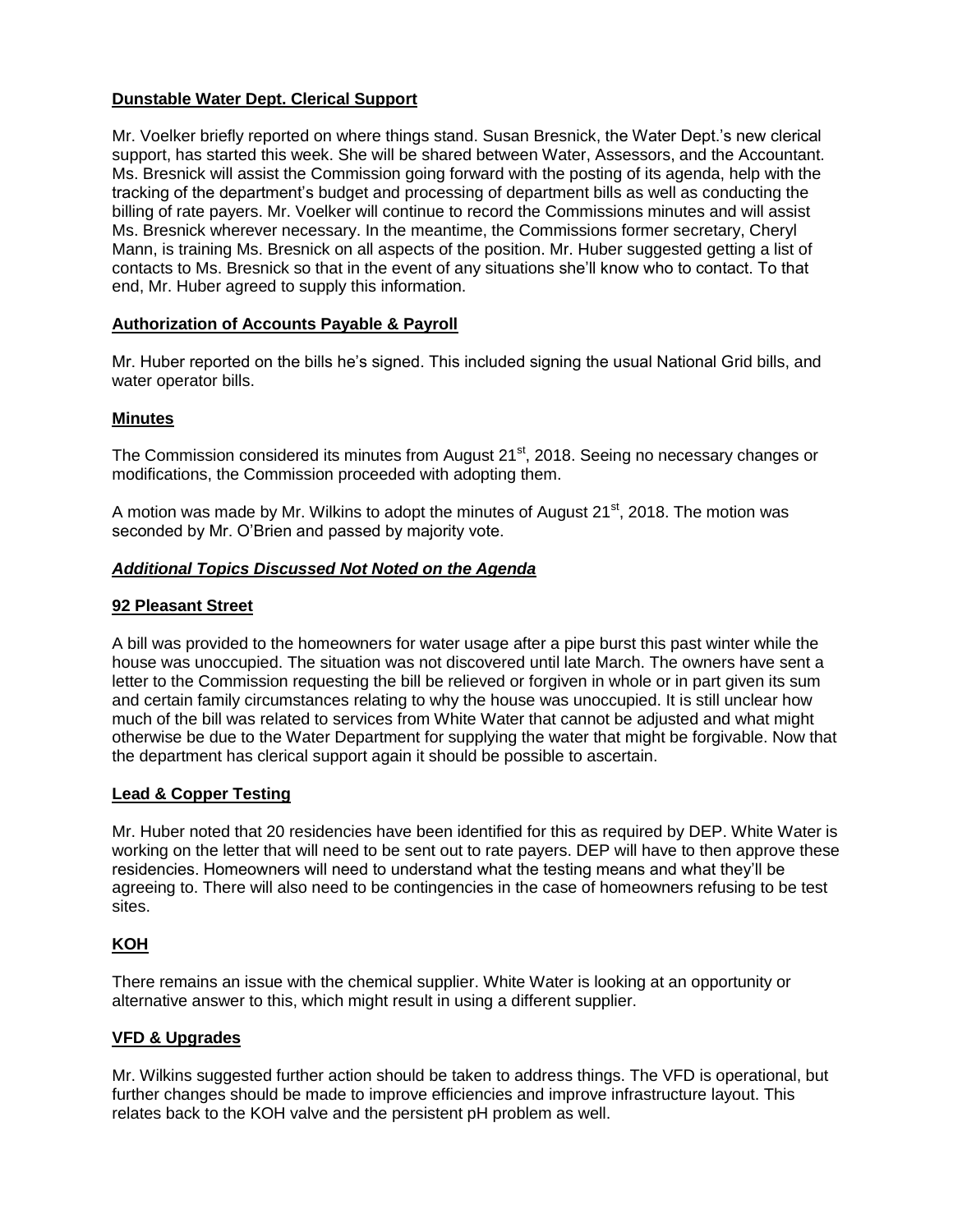## Dunstable Water Dept. Clerical Support

Mr. Voelker briefly reported on where things stand. Susan Bresnick, the Water Dept.'s new clerical support, has started this week. She will be shared between Water, Assessors, and the Accountant. Ms. Bresnick will assist the Commission going forward with the posting of its agenda, help with the tracking of the department's budget and processing of department bills as well as conducting the billing of rate payers. Mr. Voelker will continue to record the Commissions minutes and will assist Ms. Bresnick wherever necessary. In the meantime, the Commissions former secretary, Cheryl Mann, is training Ms. Bresnick on all aspects of the position. Mr. Huber suggested getting a list of contacts to Ms. Bresnick so that in the event of any situations she'll know who to contact. To that end, Mr. Huber agreed to supply this information.

## Authorization of Accounts Payable & Payroll

Mr. Huber reported on the bills he's signed. This included signing the usual National Grid bills, and water operator bills.

## Minutes

The Commission considered its minutes from August 21st, 2018. Seeing no necessary changes or modifications, the Commission proceeded with adopting them.

A motion was made by Mr. Wilkins to adopt the minutes of August 21st, 2018. The motion was seconded by Mr. O'Brien and passed by majority vote.

## *Additional Topics Discussed Not Noted on the Agenda*

## 92 Pleasant Street

A bill was provided to the homeowners for water usage after a pipe burst this past winter while the house was unoccupied. The situation was not discovered until late March. The owners have sent a letter to the Commission requesting the bill be relieved or forgiven in whole or in part given its sum and certain family circumstances relating to why the house was unoccupied. It is still unclear how much of the bill was related to services from White Water that cannot be adjusted and what might otherwise be due to the Water Department for supplying the water that might be forgivable. Now that the department has clerical support again it should be possible to ascertain.

## Lead & Copper Testing

Mr. Huber noted that 20 residencies have been identified for this as required by DEP. White Water is working on the letter that will need to be sent out to rate payers. DEP will have to then approve these residencies. Homeowners will need to understand what the testing means and what they'll be agreeing to. There will also need to be contingencies in the case of homeowners refusing to be test sites.

## KOH

There remains an issue with the chemical supplier. White Water is looking at an opportunity or alternative answer to this, which might result in using a different supplier.

## VFD & Upgrades

Mr. Wilkins suggested further action should be taken to address things. The VFD is operational, but further changes should be made to improve efficiencies and improve infrastructure layout. This relates back to the KOH valve and the persistent pH problem as well.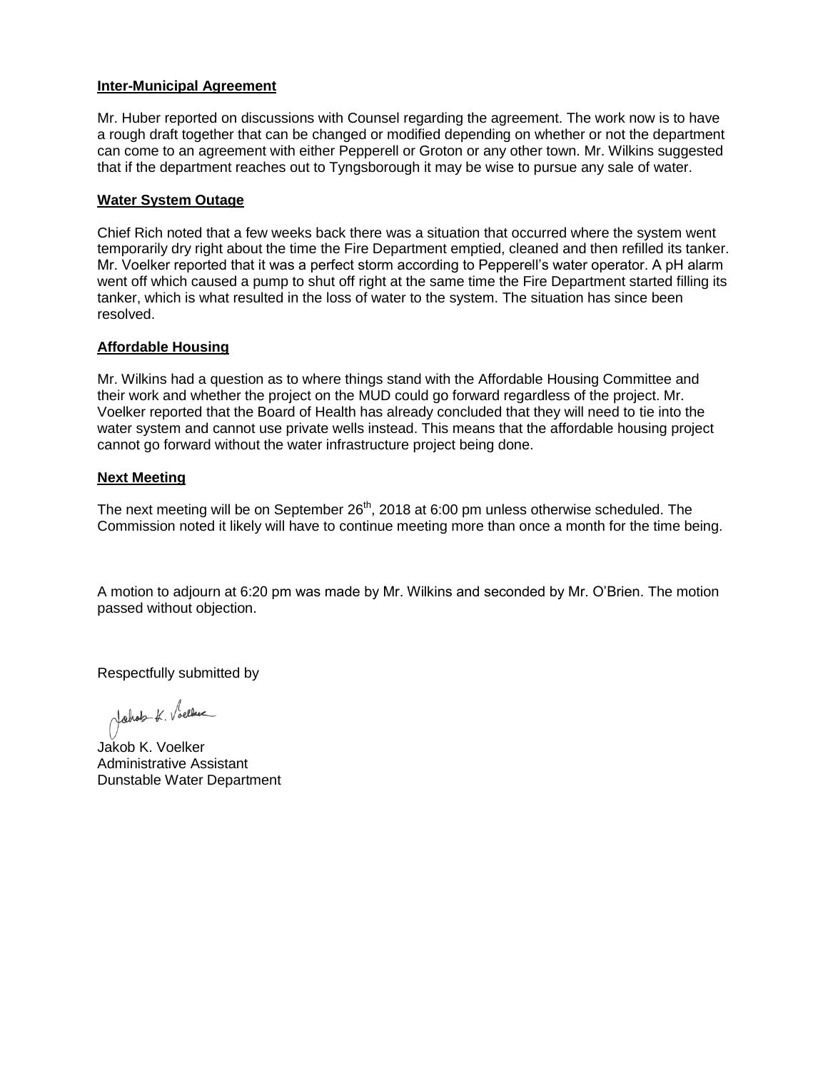**Inter-Municipal Agreement**

Mr. Huber reported on discussions with Counsel regarding the agreement. The work now is to have a rough draft together that can be changed or modified depending on whether or not the department can come to an agreement with either Pepperell or Groton or any other town. Mr. Wilkins suggested that if the department reaches out to Tyngsborough it may be wise to pursue any sale of water.

**Water System Outage**

Chief Rich noted that a few weeks back there was a situation that occurred where the system went temporarily dry right about the time the Fire Department emptied, cleaned and then refilled its tanker. Mr. Voelker reported that it was a perfect storm according to Pepperell's water operator. A pH alarm went off which caused a pump to shut off right at the same time the Fire Department started filling its tanker, which is what resulted in the loss of water to the system. The situation has since been resolved.

**Affordable Housing**

Mr. Wilkins had a question as to where things stand with the Affordable Housing Committee and their work and whether the project on the MUD could go forward regardless of the project. Mr. Voelker reported that the Board of Health has already concluded that they will need to tie into the water system and cannot use private wells instead. This means that the affordable housing project cannot go forward without the water infrastructure project being done.

**Next Meeting**

The next meeting will be on September 26th, 2018 at 6:00 pm unless otherwise scheduled. The Commission noted it likely will have to continue meeting more than once a month for the time being.

A motion to adjourn at 6:20 pm was made by Mr. Wilkins and seconded by Mr. O'Brien. The motion passed without objection.

Respectfully submitted by

Jakob K. Voelker
Administrative Assistant
Dunstable Water Department